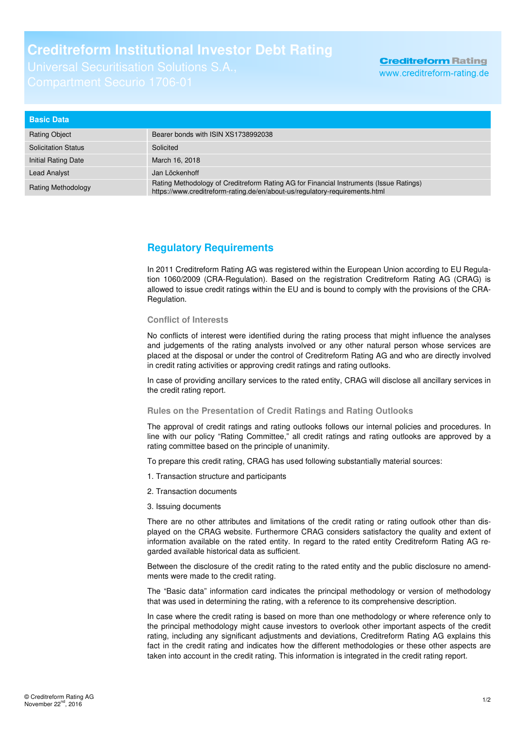# Creditreform Institutional Investor Debt Rating

Universal Securitisation Solutions S.A.,
Compartment Securio 1706-01

Creditreform Rating
www.creditreform-rating.de

| Basic Data | |
|---|---|
| Rating Object | Bearer bonds with ISIN XS1738992038 |
| Solicitation Status | Solicited |
| Initial Rating Date | March 16, 2018 |
| Lead Analyst | Jan Löckenhoff |
| Rating Methodology | Rating Methodology of Creditreform Rating AG for Financial Instruments (Issue Ratings) https://www.creditreform-rating.de/en/about-us/regulatory-requirements.html |

## Regulatory Requirements

In 2011 Creditreform Rating AG was registered within the European Union according to EU Regulation 1060/2009 (CRA-Regulation). Based on the registration Creditreform Rating AG (CRAG) is allowed to issue credit ratings within the EU and is bound to comply with the provisions of the CRA-Regulation.

### Conflict of Interests

No conflicts of interest were identified during the rating process that might influence the analyses and judgements of the rating analysts involved or any other natural person whose services are placed at the disposal or under the control of Creditreform Rating AG and who are directly involved in credit rating activities or approving credit ratings and rating outlooks.

In case of providing ancillary services to the rated entity, CRAG will disclose all ancillary services in the credit rating report.

### Rules on the Presentation of Credit Ratings and Rating Outlooks

The approval of credit ratings and rating outlooks follows our internal policies and procedures. In line with our policy "Rating Committee," all credit ratings and rating outlooks are approved by a rating committee based on the principle of unanimity.

To prepare this credit rating, CRAG has used following substantially material sources:

1. Transaction structure and participants

2. Transaction documents

3. Issuing documents

There are no other attributes and limitations of the credit rating or rating outlook other than displayed on the CRAG website. Furthermore CRAG considers satisfactory the quality and extent of information available on the rated entity. In regard to the rated entity Creditreform Rating AG regarded available historical data as sufficient.

Between the disclosure of the credit rating to the rated entity and the public disclosure no amendments were made to the credit rating.

The "Basic data" information card indicates the principal methodology or version of methodology that was used in determining the rating, with a reference to its comprehensive description.

In case where the credit rating is based on more than one methodology or where reference only to the principal methodology might cause investors to overlook other important aspects of the credit rating, including any significant adjustments and deviations, Creditreform Rating AG explains this fact in the credit rating and indicates how the different methodologies or these other aspects are taken into account in the credit rating. This information is integrated in the credit rating report.

© Creditreform Rating AG
November 22nd, 2016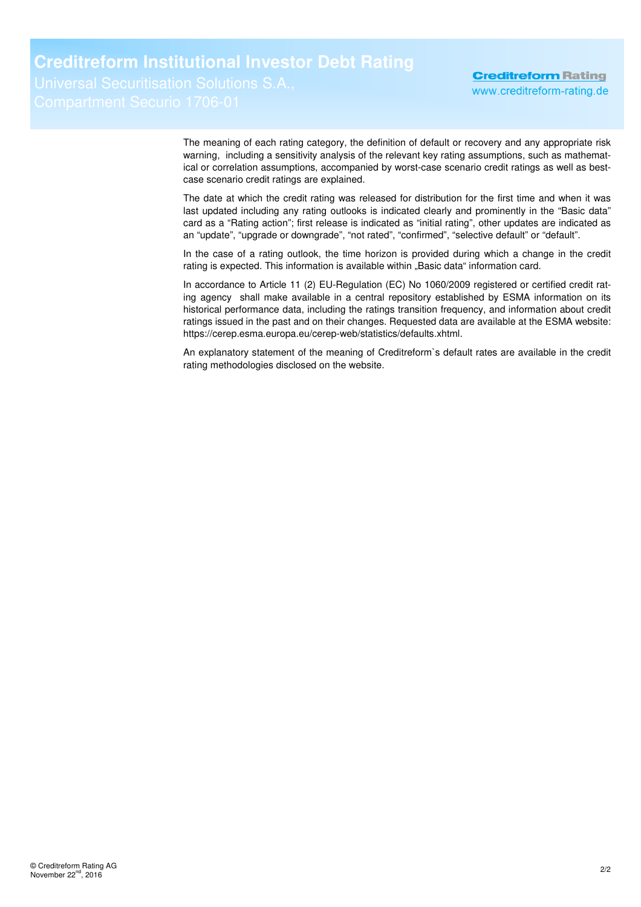The meaning of each rating category, the definition of default or recovery and any appropriate risk warning, including a sensitivity analysis of the relevant key rating assumptions, such as mathematical or correlation assumptions, accompanied by worst-case scenario credit ratings as well as best-case scenario credit ratings are explained.

The date at which the credit rating was released for distribution for the first time and when it was last updated including any rating outlooks is indicated clearly and prominently in the "Basic data" card as a "Rating action"; first release is indicated as "initial rating", other updates are indicated as an "update", "upgrade or downgrade", "not rated", "confirmed", "selective default" or "default".

In the case of a rating outlook, the time horizon is provided during which a change in the credit rating is expected. This information is available within „Basic data" information card.

In accordance to Article 11 (2) EU-Regulation (EC) No 1060/2009 registered or certified credit rating agency shall make available in a central repository established by ESMA information on its historical performance data, including the ratings transition frequency, and information about credit ratings issued in the past and on their changes. Requested data are available at the ESMA website: https://cerep.esma.europa.eu/cerep-web/statistics/defaults.xhtml.

An explanatory statement of the meaning of Creditreform`s default rates are available in the credit rating methodologies disclosed on the website.